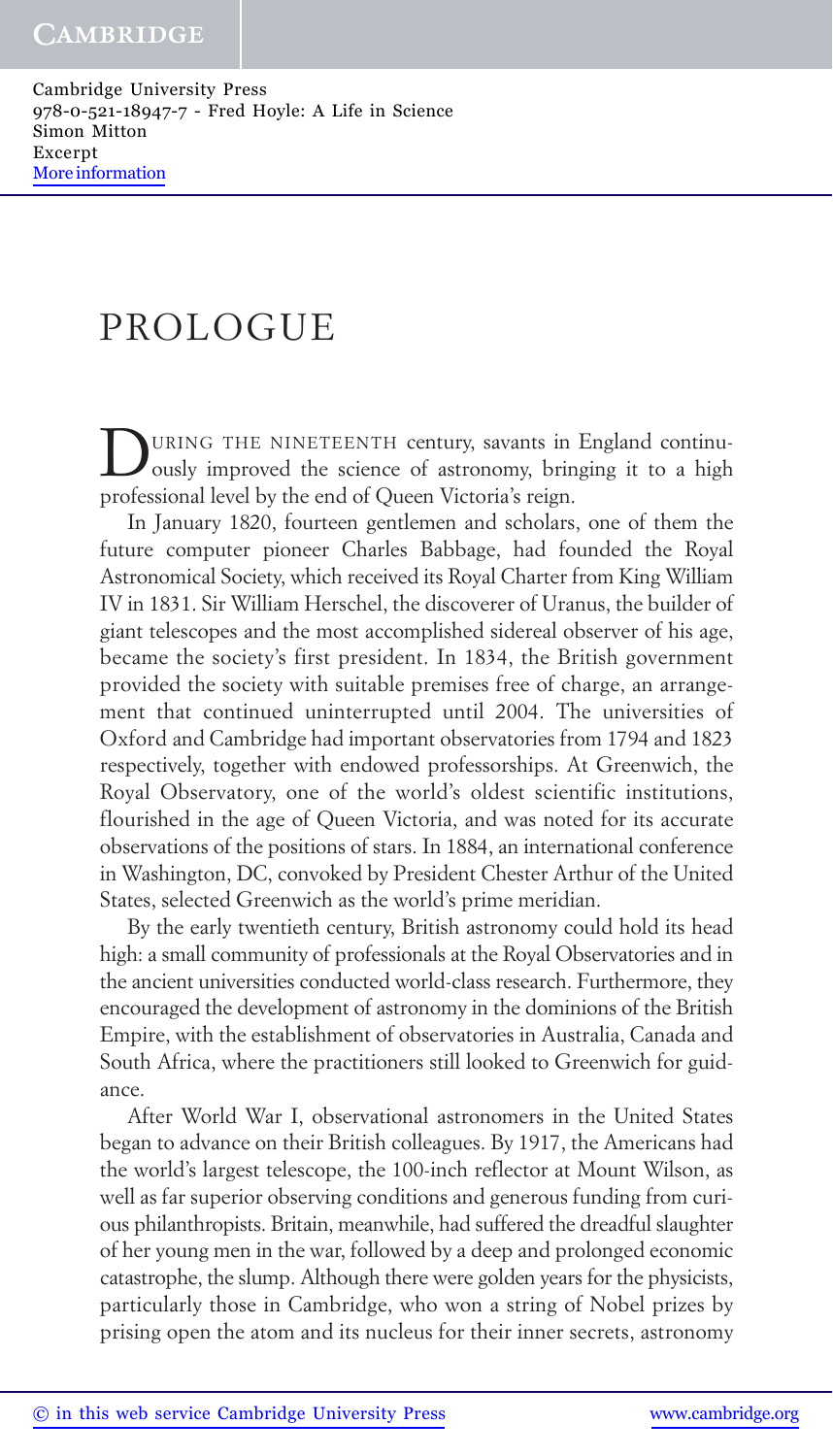# PROLOGUE

DURING THE NINETEENTH century, savants in England continuously improved the science of astronomy, bringing it to a high professional level by the end of Queen Victoria's reign.

In January 1820, fourteen gentlemen and scholars, one of them the future computer pioneer Charles Babbage, had founded the Royal Astronomical Society, which received its Royal Charter from King William IV in 1831. Sir William Herschel, the discoverer of Uranus, the builder of giant telescopes and the most accomplished sidereal observer of his age, became the society's first president. In 1834, the British government provided the society with suitable premises free of charge, an arrangement that continued uninterrupted until 2004. The universities of Oxford and Cambridge had important observatories from 1794 and 1823 respectively, together with endowed professorships. At Greenwich, the Royal Observatory, one of the world's oldest scientific institutions, flourished in the age of Queen Victoria, and was noted for its accurate observations of the positions of stars. In 1884, an international conference in Washington, DC, convoked by President Chester Arthur of the United States, selected Greenwich as the world's prime meridian.

By the early twentieth century, British astronomy could hold its head high: a small community of professionals at the Royal Observatories and in the ancient universities conducted world-class research. Furthermore, they encouraged the development of astronomy in the dominions of the British Empire, with the establishment of observatories in Australia, Canada and South Africa, where the practitioners still looked to Greenwich for guidance.

After World War I, observational astronomers in the United States began to advance on their British colleagues. By 1917, the Americans had the world's largest telescope, the 100-inch reflector at Mount Wilson, as well as far superior observing conditions and generous funding from curious philanthropists. Britain, meanwhile, had suffered the dreadful slaughter of her young men in the war, followed by a deep and prolonged economic catastrophe, the slump. Although there were golden years for the physicists, particularly those in Cambridge, who won a string of Nobel prizes by prising open the atom and its nucleus for their inner secrets, astronomy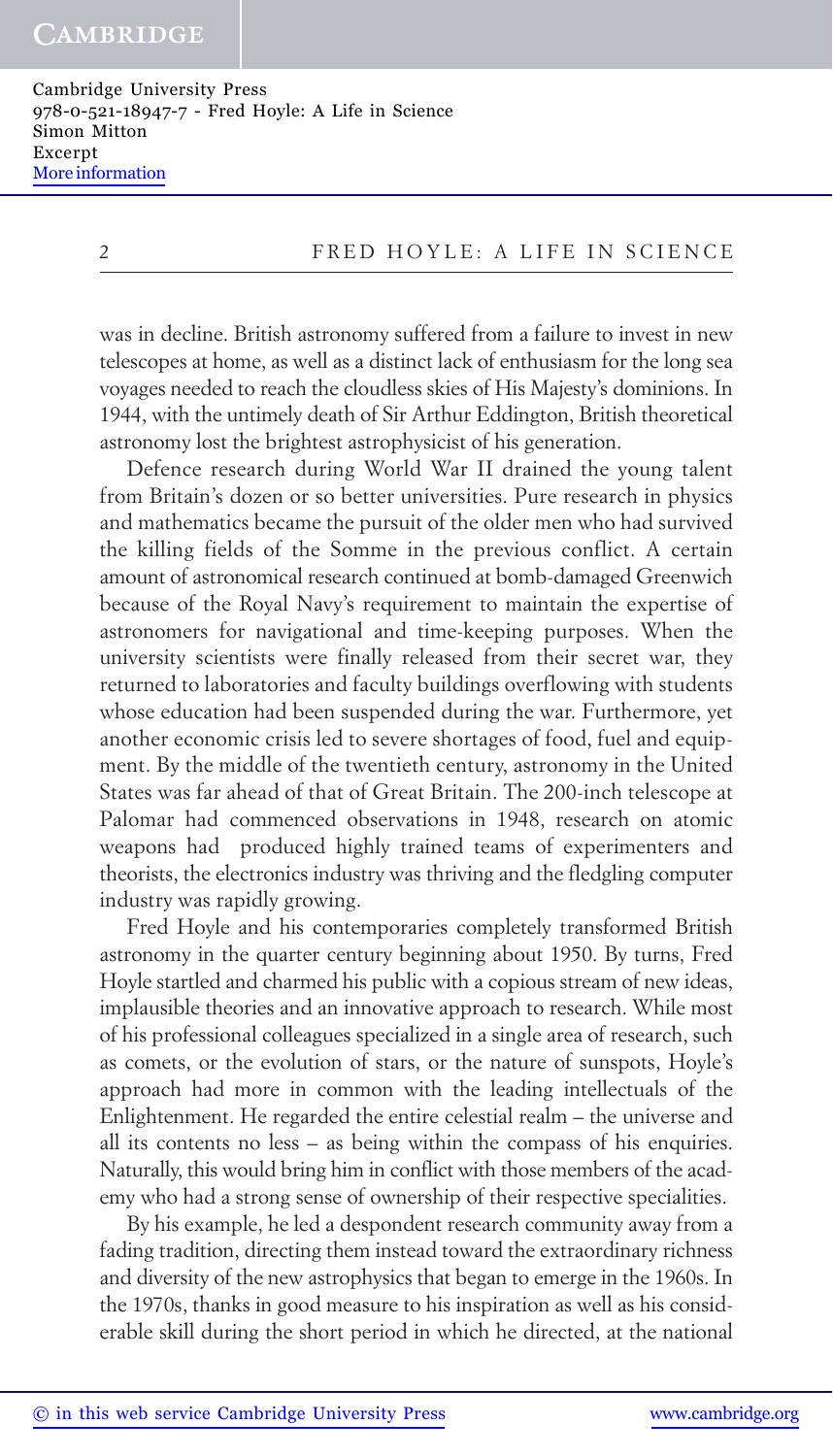was in decline. British astronomy suffered from a failure to invest in new telescopes at home, as well as a distinct lack of enthusiasm for the long sea voyages needed to reach the cloudless skies of His Majesty's dominions. In 1944, with the untimely death of Sir Arthur Eddington, British theoretical astronomy lost the brightest astrophysicist of his generation.

Defence research during World War II drained the young talent from Britain's dozen or so better universities. Pure research in physics and mathematics became the pursuit of the older men who had survived the killing fields of the Somme in the previous conflict. A certain amount of astronomical research continued at bomb-damaged Greenwich because of the Royal Navy's requirement to maintain the expertise of astronomers for navigational and time-keeping purposes. When the university scientists were finally released from their secret war, they returned to laboratories and faculty buildings overflowing with students whose education had been suspended during the war. Furthermore, yet another economic crisis led to severe shortages of food, fuel and equipment. By the middle of the twentieth century, astronomy in the United States was far ahead of that of Great Britain. The 200-inch telescope at Palomar had commenced observations in 1948, research on atomic weapons had produced highly trained teams of experimenters and theorists, the electronics industry was thriving and the fledgling computer industry was rapidly growing.

Fred Hoyle and his contemporaries completely transformed British astronomy in the quarter century beginning about 1950. By turns, Fred Hoyle startled and charmed his public with a copious stream of new ideas, implausible theories and an innovative approach to research. While most of his professional colleagues specialized in a single area of research, such as comets, or the evolution of stars, or the nature of sunspots, Hoyle's approach had more in common with the leading intellectuals of the Enlightenment. He regarded the entire celestial realm – the universe and all its contents no less – as being within the compass of his enquiries. Naturally, this would bring him in conflict with those members of the academy who had a strong sense of ownership of their respective specialities.

By his example, he led a despondent research community away from a fading tradition, directing them instead toward the extraordinary richness and diversity of the new astrophysics that began to emerge in the 1960s. In the 1970s, thanks in good measure to his inspiration as well as his considerable skill during the short period in which he directed, at the national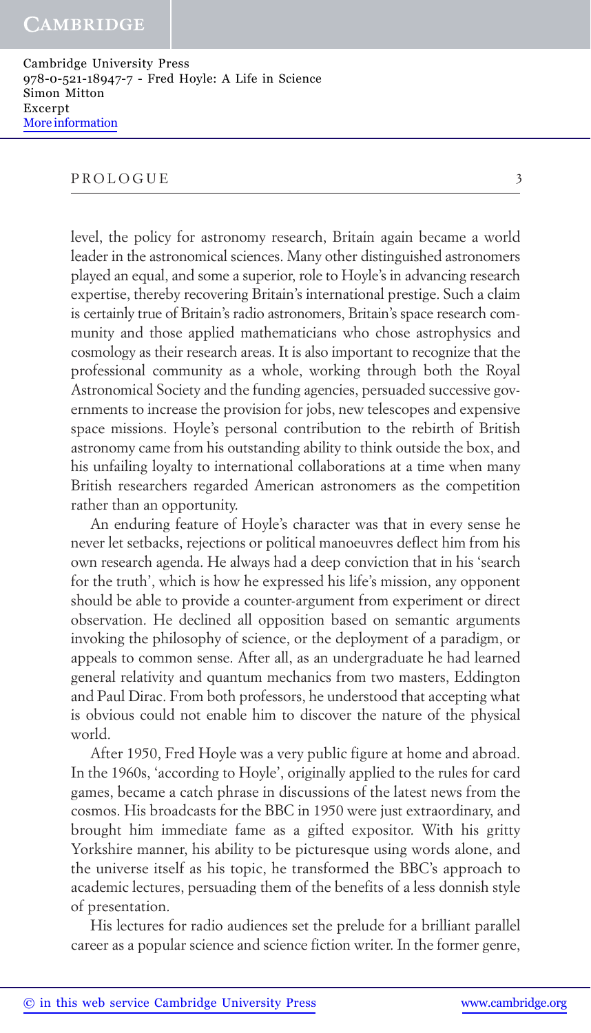level, the policy for astronomy research, Britain again became a world leader in the astronomical sciences. Many other distinguished astronomers played an equal, and some a superior, role to Hoyle's in advancing research expertise, thereby recovering Britain's international prestige. Such a claim is certainly true of Britain's radio astronomers, Britain's space research community and those applied mathematicians who chose astrophysics and cosmology as their research areas. It is also important to recognize that the professional community as a whole, working through both the Royal Astronomical Society and the funding agencies, persuaded successive governments to increase the provision for jobs, new telescopes and expensive space missions. Hoyle's personal contribution to the rebirth of British astronomy came from his outstanding ability to think outside the box, and his unfailing loyalty to international collaborations at a time when many British researchers regarded American astronomers as the competition rather than an opportunity.

An enduring feature of Hoyle's character was that in every sense he never let setbacks, rejections or political manoeuvres deflect him from his own research agenda. He always had a deep conviction that in his 'search for the truth', which is how he expressed his life's mission, any opponent should be able to provide a counter-argument from experiment or direct observation. He declined all opposition based on semantic arguments invoking the philosophy of science, or the deployment of a paradigm, or appeals to common sense. After all, as an undergraduate he had learned general relativity and quantum mechanics from two masters, Eddington and Paul Dirac. From both professors, he understood that accepting what is obvious could not enable him to discover the nature of the physical world.

After 1950, Fred Hoyle was a very public figure at home and abroad. In the 1960s, 'according to Hoyle', originally applied to the rules for card games, became a catch phrase in discussions of the latest news from the cosmos. His broadcasts for the BBC in 1950 were just extraordinary, and brought him immediate fame as a gifted expositor. With his gritty Yorkshire manner, his ability to be picturesque using words alone, and the universe itself as his topic, he transformed the BBC's approach to academic lectures, persuading them of the benefits of a less donnish style of presentation.

His lectures for radio audiences set the prelude for a brilliant parallel career as a popular science and science fiction writer. In the former genre,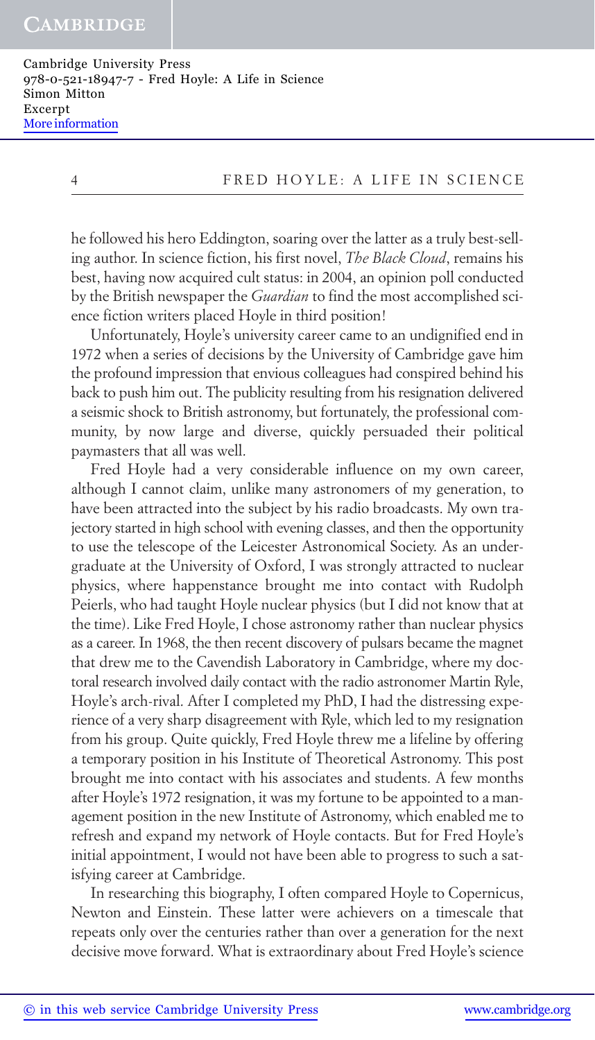he followed his hero Eddington, soaring over the latter as a truly best-selling author. In science fiction, his first novel, *The Black Cloud*, remains his best, having now acquired cult status: in 2004, an opinion poll conducted by the British newspaper the *Guardian* to find the most accomplished science fiction writers placed Hoyle in third position!

Unfortunately, Hoyle's university career came to an undignified end in 1972 when a series of decisions by the University of Cambridge gave him the profound impression that envious colleagues had conspired behind his back to push him out. The publicity resulting from his resignation delivered a seismic shock to British astronomy, but fortunately, the professional community, by now large and diverse, quickly persuaded their political paymasters that all was well.

Fred Hoyle had a very considerable influence on my own career, although I cannot claim, unlike many astronomers of my generation, to have been attracted into the subject by his radio broadcasts. My own trajectory started in high school with evening classes, and then the opportunity to use the telescope of the Leicester Astronomical Society. As an undergraduate at the University of Oxford, I was strongly attracted to nuclear physics, where happenstance brought me into contact with Rudolph Peierls, who had taught Hoyle nuclear physics (but I did not know that at the time). Like Fred Hoyle, I chose astronomy rather than nuclear physics as a career. In 1968, the then recent discovery of pulsars became the magnet that drew me to the Cavendish Laboratory in Cambridge, where my doctoral research involved daily contact with the radio astronomer Martin Ryle, Hoyle's arch-rival. After I completed my PhD, I had the distressing experience of a very sharp disagreement with Ryle, which led to my resignation from his group. Quite quickly, Fred Hoyle threw me a lifeline by offering a temporary position in his Institute of Theoretical Astronomy. This post brought me into contact with his associates and students. A few months after Hoyle's 1972 resignation, it was my fortune to be appointed to a management position in the new Institute of Astronomy, which enabled me to refresh and expand my network of Hoyle contacts. But for Fred Hoyle's initial appointment, I would not have been able to progress to such a satisfying career at Cambridge.

In researching this biography, I often compared Hoyle to Copernicus, Newton and Einstein. These latter were achievers on a timescale that repeats only over the centuries rather than over a generation for the next decisive move forward. What is extraordinary about Fred Hoyle's science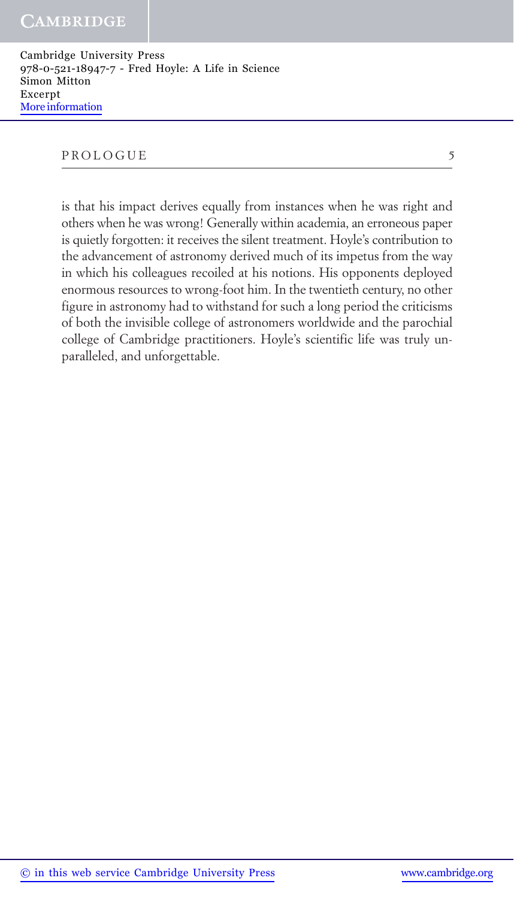is that his impact derives equally from instances when he was right and others when he was wrong! Generally within academia, an erroneous paper is quietly forgotten: it receives the silent treatment. Hoyle's contribution to the advancement of astronomy derived much of its impetus from the way in which his colleagues recoiled at his notions. His opponents deployed enormous resources to wrong-foot him. In the twentieth century, no other figure in astronomy had to withstand for such a long period the criticisms of both the invisible college of astronomers worldwide and the parochial college of Cambridge practitioners. Hoyle's scientific life was truly unparalleled, and unforgettable.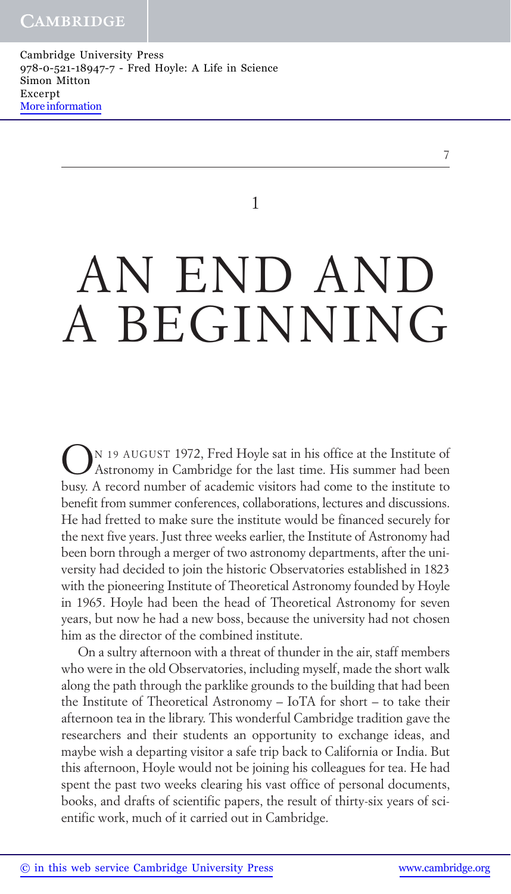# 1

# AN END AND A BEGINNING

On 19 August 1972, Fred Hoyle sat in his office at the Institute of Astronomy in Cambridge for the last time. His summer had been busy. A record number of academic visitors had come to the institute to benefit from summer conferences, collaborations, lectures and discussions. He had fretted to make sure the institute would be financed securely for the next five years. Just three weeks earlier, the Institute of Astronomy had been born through a merger of two astronomy departments, after the university had decided to join the historic Observatories established in 1823 with the pioneering Institute of Theoretical Astronomy founded by Hoyle in 1965. Hoyle had been the head of Theoretical Astronomy for seven years, but now he had a new boss, because the university had not chosen him as the director of the combined institute.

On a sultry afternoon with a threat of thunder in the air, staff members who were in the old Observatories, including myself, made the short walk along the path through the parklike grounds to the building that had been the Institute of Theoretical Astronomy – IoTA for short – to take their afternoon tea in the library. This wonderful Cambridge tradition gave the researchers and their students an opportunity to exchange ideas, and maybe wish a departing visitor a safe trip back to California or India. But this afternoon, Hoyle would not be joining his colleagues for tea. He had spent the past two weeks clearing his vast office of personal documents, books, and drafts of scientific papers, the result of thirty-six years of scientific work, much of it carried out in Cambridge.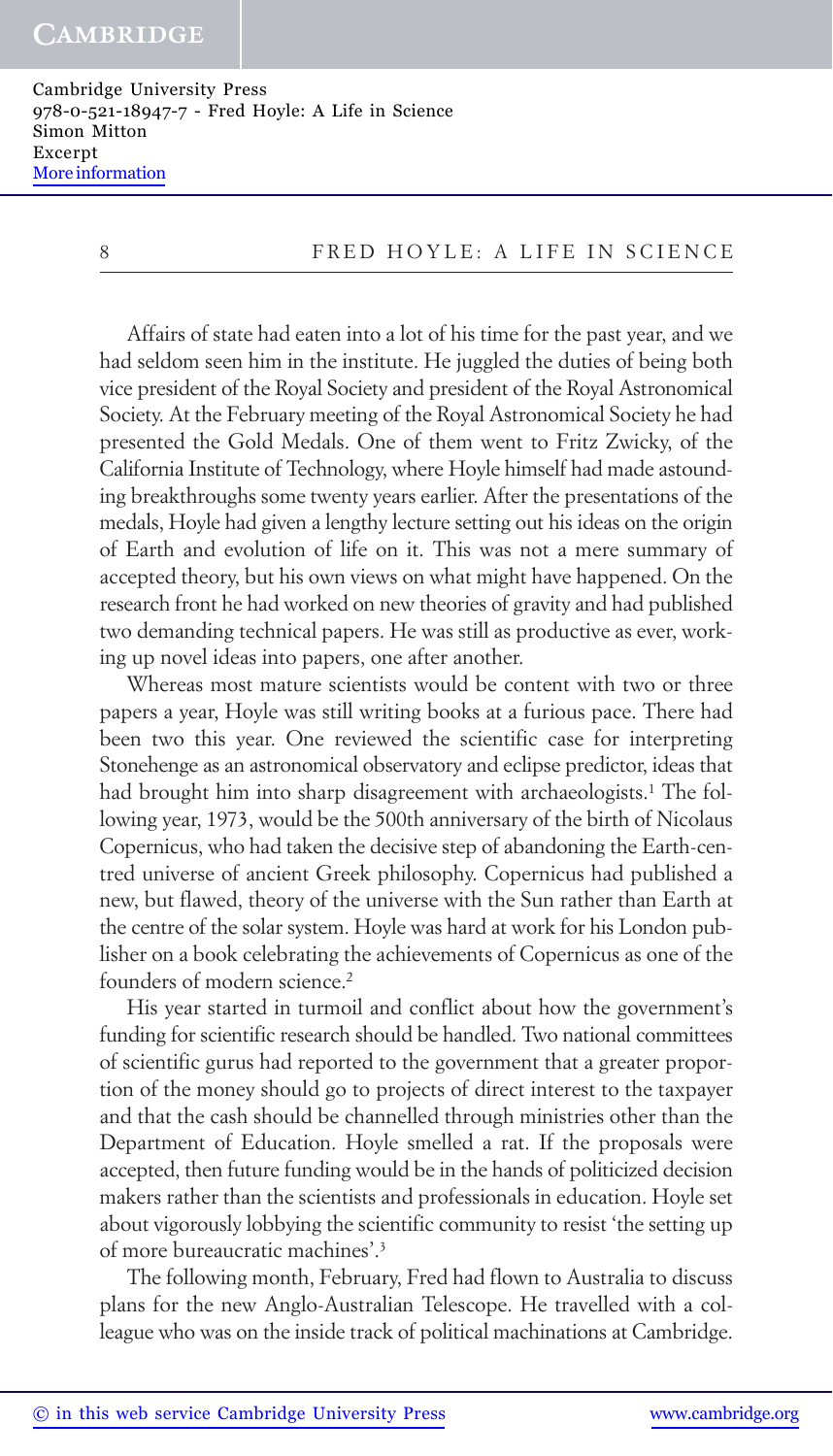Affairs of state had eaten into a lot of his time for the past year, and we had seldom seen him in the institute. He juggled the duties of being both vice president of the Royal Society and president of the Royal Astronomical Society. At the February meeting of the Royal Astronomical Society he had presented the Gold Medals. One of them went to Fritz Zwicky, of the California Institute of Technology, where Hoyle himself had made astounding breakthroughs some twenty years earlier. After the presentations of the medals, Hoyle had given a lengthy lecture setting out his ideas on the origin of Earth and evolution of life on it. This was not a mere summary of accepted theory, but his own views on what might have happened. On the research front he had worked on new theories of gravity and had published two demanding technical papers. He was still as productive as ever, working up novel ideas into papers, one after another.

Whereas most mature scientists would be content with two or three papers a year, Hoyle was still writing books at a furious pace. There had been two this year. One reviewed the scientific case for interpreting Stonehenge as an astronomical observatory and eclipse predictor, ideas that had brought him into sharp disagreement with archaeologists.[1] The following year, 1973, would be the 500th anniversary of the birth of Nicolaus Copernicus, who had taken the decisive step of abandoning the Earth-centred universe of ancient Greek philosophy. Copernicus had published a new, but flawed, theory of the universe with the Sun rather than Earth at the centre of the solar system. Hoyle was hard at work for his London publisher on a book celebrating the achievements of Copernicus as one of the founders of modern science.[2]

His year started in turmoil and conflict about how the government's funding for scientific research should be handled. Two national committees of scientific gurus had reported to the government that a greater proportion of the money should go to projects of direct interest to the taxpayer and that the cash should be channelled through ministries other than the Department of Education. Hoyle smelled a rat. If the proposals were accepted, then future funding would be in the hands of politicized decision makers rather than the scientists and professionals in education. Hoyle set about vigorously lobbying the scientific community to resist 'the setting up of more bureaucratic machines'.[3]

The following month, February, Fred had flown to Australia to discuss plans for the new Anglo-Australian Telescope. He travelled with a colleague who was on the inside track of political machinations at Cambridge.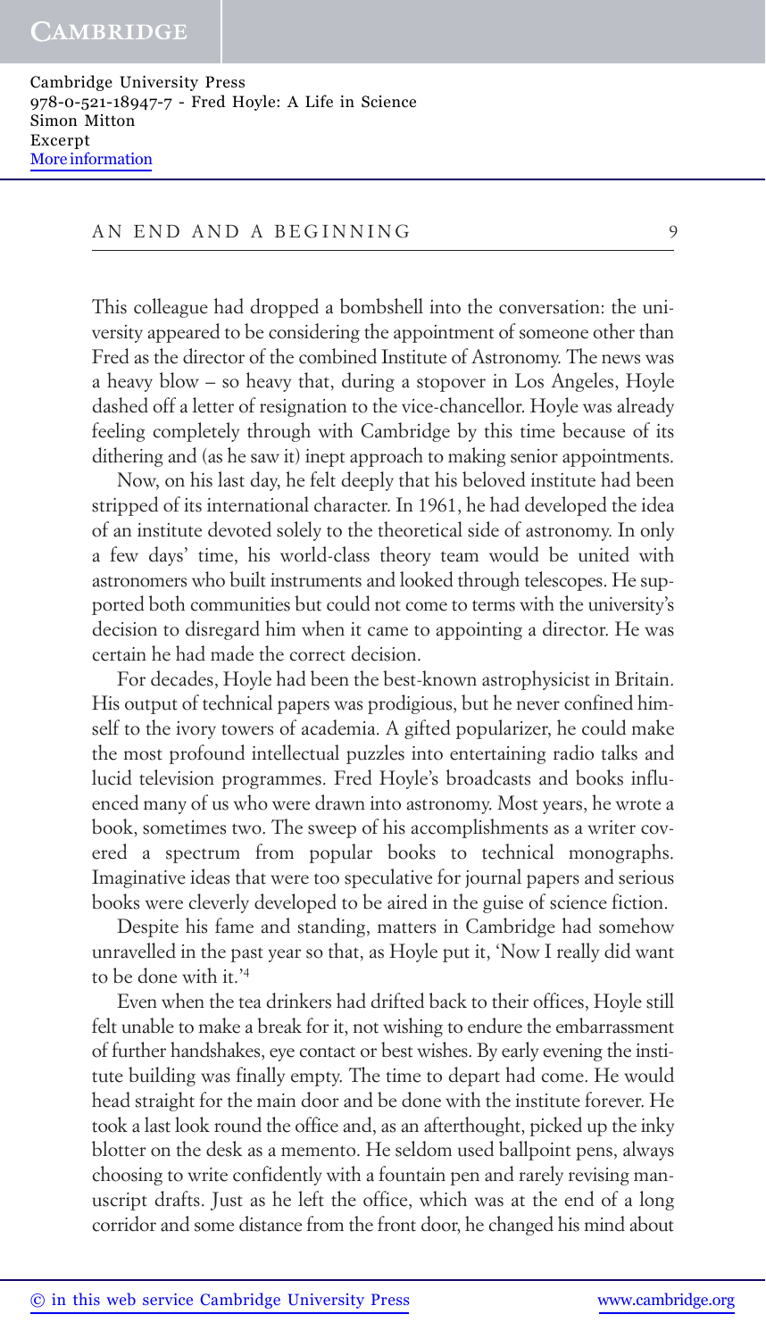This colleague had dropped a bombshell into the conversation: the university appeared to be considering the appointment of someone other than Fred as the director of the combined Institute of Astronomy. The news was a heavy blow – so heavy that, during a stopover in Los Angeles, Hoyle dashed off a letter of resignation to the vice-chancellor. Hoyle was already feeling completely through with Cambridge by this time because of its dithering and (as he saw it) inept approach to making senior appointments.

Now, on his last day, he felt deeply that his beloved institute had been stripped of its international character. In 1961, he had developed the idea of an institute devoted solely to the theoretical side of astronomy. In only a few days' time, his world-class theory team would be united with astronomers who built instruments and looked through telescopes. He supported both communities but could not come to terms with the university's decision to disregard him when it came to appointing a director. He was certain he had made the correct decision.

For decades, Hoyle had been the best-known astrophysicist in Britain. His output of technical papers was prodigious, but he never confined himself to the ivory towers of academia. A gifted popularizer, he could make the most profound intellectual puzzles into entertaining radio talks and lucid television programmes. Fred Hoyle's broadcasts and books influenced many of us who were drawn into astronomy. Most years, he wrote a book, sometimes two. The sweep of his accomplishments as a writer covered a spectrum from popular books to technical monographs. Imaginative ideas that were too speculative for journal papers and serious books were cleverly developed to be aired in the guise of science fiction.

Despite his fame and standing, matters in Cambridge had somehow unravelled in the past year so that, as Hoyle put it, 'Now I really did want to be done with it.'[4]

Even when the tea drinkers had drifted back to their offices, Hoyle still felt unable to make a break for it, not wishing to endure the embarrassment of further handshakes, eye contact or best wishes. By early evening the institute building was finally empty. The time to depart had come. He would head straight for the main door and be done with the institute forever. He took a last look round the office and, as an afterthought, picked up the inky blotter on the desk as a memento. He seldom used ballpoint pens, always choosing to write confidently with a fountain pen and rarely revising manuscript drafts. Just as he left the office, which was at the end of a long corridor and some distance from the front door, he changed his mind about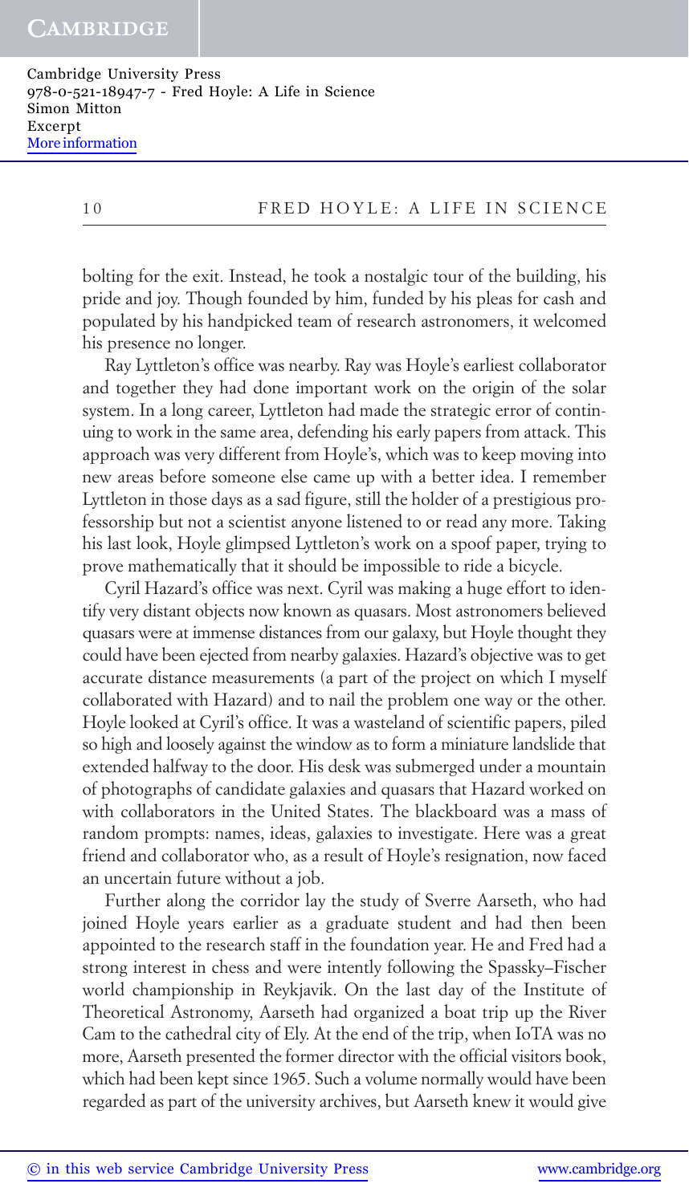bolting for the exit. Instead, he took a nostalgic tour of the building, his pride and joy. Though founded by him, funded by his pleas for cash and populated by his handpicked team of research astronomers, it welcomed his presence no longer.

Ray Lyttleton's office was nearby. Ray was Hoyle's earliest collaborator and together they had done important work on the origin of the solar system. In a long career, Lyttleton had made the strategic error of continuing to work in the same area, defending his early papers from attack. This approach was very different from Hoyle's, which was to keep moving into new areas before someone else came up with a better idea. I remember Lyttleton in those days as a sad figure, still the holder of a prestigious professorship but not a scientist anyone listened to or read any more. Taking his last look, Hoyle glimpsed Lyttleton's work on a spoof paper, trying to prove mathematically that it should be impossible to ride a bicycle.

Cyril Hazard's office was next. Cyril was making a huge effort to identify very distant objects now known as quasars. Most astronomers believed quasars were at immense distances from our galaxy, but Hoyle thought they could have been ejected from nearby galaxies. Hazard's objective was to get accurate distance measurements (a part of the project on which I myself collaborated with Hazard) and to nail the problem one way or the other. Hoyle looked at Cyril's office. It was a wasteland of scientific papers, piled so high and loosely against the window as to form a miniature landslide that extended halfway to the door. His desk was submerged under a mountain of photographs of candidate galaxies and quasars that Hazard worked on with collaborators in the United States. The blackboard was a mass of random prompts: names, ideas, galaxies to investigate. Here was a great friend and collaborator who, as a result of Hoyle's resignation, now faced an uncertain future without a job.

Further along the corridor lay the study of Sverre Aarseth, who had joined Hoyle years earlier as a graduate student and had then been appointed to the research staff in the foundation year. He and Fred had a strong interest in chess and were intently following the Spassky–Fischer world championship in Reykjavik. On the last day of the Institute of Theoretical Astronomy, Aarseth had organized a boat trip up the River Cam to the cathedral city of Ely. At the end of the trip, when IoTA was no more, Aarseth presented the former director with the official visitors book, which had been kept since 1965. Such a volume normally would have been regarded as part of the university archives, but Aarseth knew it would give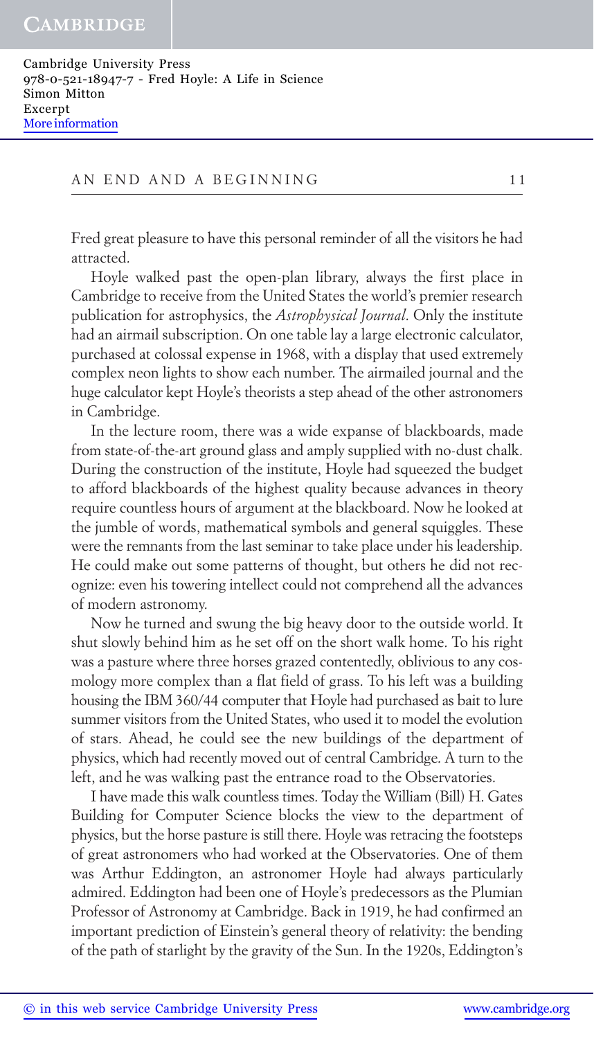Fred great pleasure to have this personal reminder of all the visitors he had attracted.

Hoyle walked past the open-plan library, always the first place in Cambridge to receive from the United States the world's premier research publication for astrophysics, the *Astrophysical Journal*. Only the institute had an airmail subscription. On one table lay a large electronic calculator, purchased at colossal expense in 1968, with a display that used extremely complex neon lights to show each number. The airmailed journal and the huge calculator kept Hoyle's theorists a step ahead of the other astronomers in Cambridge.

In the lecture room, there was a wide expanse of blackboards, made from state-of-the-art ground glass and amply supplied with no-dust chalk. During the construction of the institute, Hoyle had squeezed the budget to afford blackboards of the highest quality because advances in theory require countless hours of argument at the blackboard. Now he looked at the jumble of words, mathematical symbols and general squiggles. These were the remnants from the last seminar to take place under his leadership. He could make out some patterns of thought, but others he did not recognize: even his towering intellect could not comprehend all the advances of modern astronomy.

Now he turned and swung the big heavy door to the outside world. It shut slowly behind him as he set off on the short walk home. To his right was a pasture where three horses grazed contentedly, oblivious to any cosmology more complex than a flat field of grass. To his left was a building housing the IBM 360/44 computer that Hoyle had purchased as bait to lure summer visitors from the United States, who used it to model the evolution of stars. Ahead, he could see the new buildings of the department of physics, which had recently moved out of central Cambridge. A turn to the left, and he was walking past the entrance road to the Observatories.

I have made this walk countless times. Today the William (Bill) H. Gates Building for Computer Science blocks the view to the department of physics, but the horse pasture is still there. Hoyle was retracing the footsteps of great astronomers who had worked at the Observatories. One of them was Arthur Eddington, an astronomer Hoyle had always particularly admired. Eddington had been one of Hoyle's predecessors as the Plumian Professor of Astronomy at Cambridge. Back in 1919, he had confirmed an important prediction of Einstein's general theory of relativity: the bending of the path of starlight by the gravity of the Sun. In the 1920s, Eddington's